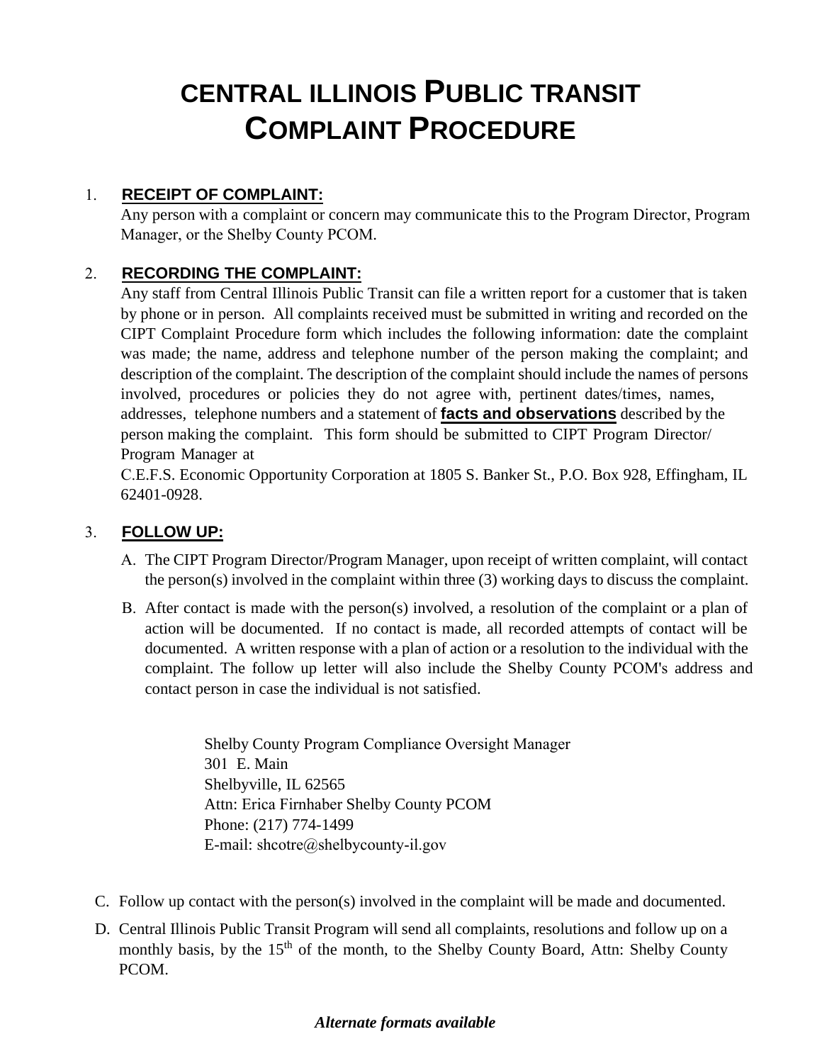# CENTRAL ILLINOIS PUBLIC TRANSIT COMPLAINT PROCEDURE

1. **RECEIPT OF COMPLAINT:**
   Any person with a complaint or concern may communicate this to the Program Director, Program Manager, or the Shelby County PCOM.

2. **RECORDING THE COMPLAINT:**
   Any staff from Central Illinois Public Transit can file a written report for a customer that is taken by phone or in person. All complaints received must be submitted in writing and recorded on the CIPT Complaint Procedure form which includes the following information: date the complaint was made; the name, address and telephone number of the person making the complaint; and description of the complaint. The description of the complaint should include the names of persons involved, procedures or policies they do not agree with, pertinent dates/times, names, addresses, telephone numbers and a statement of **facts and observations** described by the person making the complaint. This form should be submitted to CIPT Program Director/ Program Manager at
   C.E.F.S. Economic Opportunity Corporation at 1805 S. Banker St., P.O. Box 928, Effingham, IL 62401-0928.

3. **FOLLOW UP:**

   A. The CIPT Program Director/Program Manager, upon receipt of written complaint, will contact the person(s) involved in the complaint within three (3) working days to discuss the complaint.

   B. After contact is made with the person(s) involved, a resolution of the complaint or a plan of action will be documented. If no contact is made, all recorded attempts of contact will be documented. A written response with a plan of action or a resolution to the individual with the complaint. The follow up letter will also include the Shelby County PCOM's address and contact person in case the individual is not satisfied.

      Shelby County Program Compliance Oversight Manager
      301 E. Main
      Shelbyville, IL 62565
      Attn: Erica Firnhaber Shelby County PCOM
      Phone: (217) 774-1499
      E-mail: shcotre@shelbycounty-il.gov

   C. Follow up contact with the person(s) involved in the complaint will be made and documented.

   D. Central Illinois Public Transit Program will send all complaints, resolutions and follow up on a monthly basis, by the 15th of the month, to the Shelby County Board, Attn: Shelby County PCOM.

***Alternate formats available***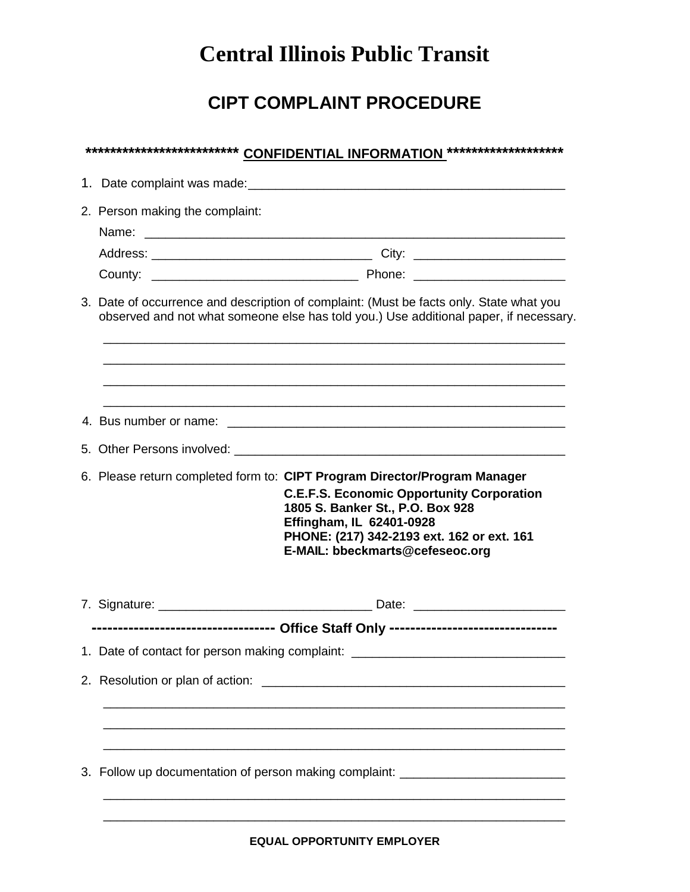# Central Illinois Public Transit

## CIPT COMPLAINT PROCEDURE

************************* **CONFIDENTIAL INFORMATION** *******************

1. Date complaint was made:_______________________________________________

2. Person making the complaint:

   Name: ______________________________________________________________

   Address: _________________________________ City: ______________________

   County: ______________________________ Phone: ______________________

3. Date of occurrence and description of complaint: (Must be facts only. State what you observed and not what someone else has told you.) Use additional paper, if necessary.

   ______________________________________________________________________

   ______________________________________________________________________

   ______________________________________________________________________

   ______________________________________________________________________

4. Bus number or name: ___________________________________________________

5. Other Persons involved: _________________________________________________

6. Please return completed form to: **CIPT Program Director/Program Manager**

   **C.E.F.S. Economic Opportunity Corporation**
   **1805 S. Banker St., P.O. Box 928**
   **Effingham, IL 62401-0928**
   **PHONE: (217) 342-2193 ext. 162 or ext. 161**
   **E-MAIL: bbeckmarts@cefeseoc.org**

7. Signature: _______________________________ Date: ______________________

---------------------------------- **Office Staff Only** --------------------------------

1. Date of contact for person making complaint: _______________________________

2. Resolution or plan of action: ____________________________________________

   ______________________________________________________________________

   ______________________________________________________________________

   ______________________________________________________________________

3. Follow up documentation of person making complaint: ________________________

   ______________________________________________________________________

   ______________________________________________________________________

**EQUAL OPPORTUNITY EMPLOYER**